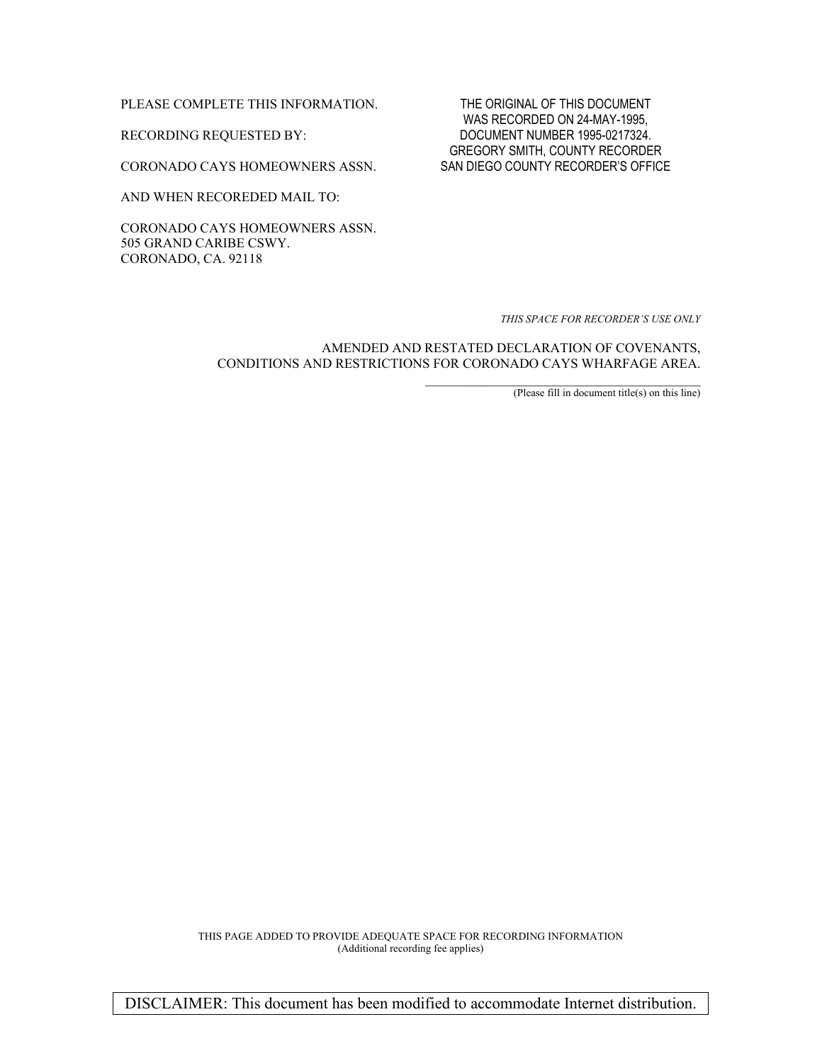PLEASE COMPLETE THIS INFORMATION.

RECORDING REQUESTED BY:

CORONADO CAYS HOMEOWNERS ASSN.

AND WHEN RECOREDED MAIL TO:

CORONADO CAYS HOMEOWNERS ASSN.
505 GRAND CARIBE CSWY.
CORONADO, CA. 92118

THE ORIGINAL OF THIS DOCUMENT
WAS RECORDED ON 24-MAY-1995,
DOCUMENT NUMBER 1995-0217324.
GREGORY SMITH, COUNTY RECORDER
SAN DIEGO COUNTY RECORDER'S OFFICE

*THIS SPACE FOR RECORDER'S USE ONLY*

AMENDED AND RESTATED DECLARATION OF COVENANTS, CONDITIONS AND RESTRICTIONS FOR CORONADO CAYS WHARFAGE AREA.

(Please fill in document title(s) on this line)

THIS PAGE ADDED TO PROVIDE ADEQUATE SPACE FOR RECORDING INFORMATION
(Additional recording fee applies)

DISCLAIMER: This document has been modified to accommodate Internet distribution.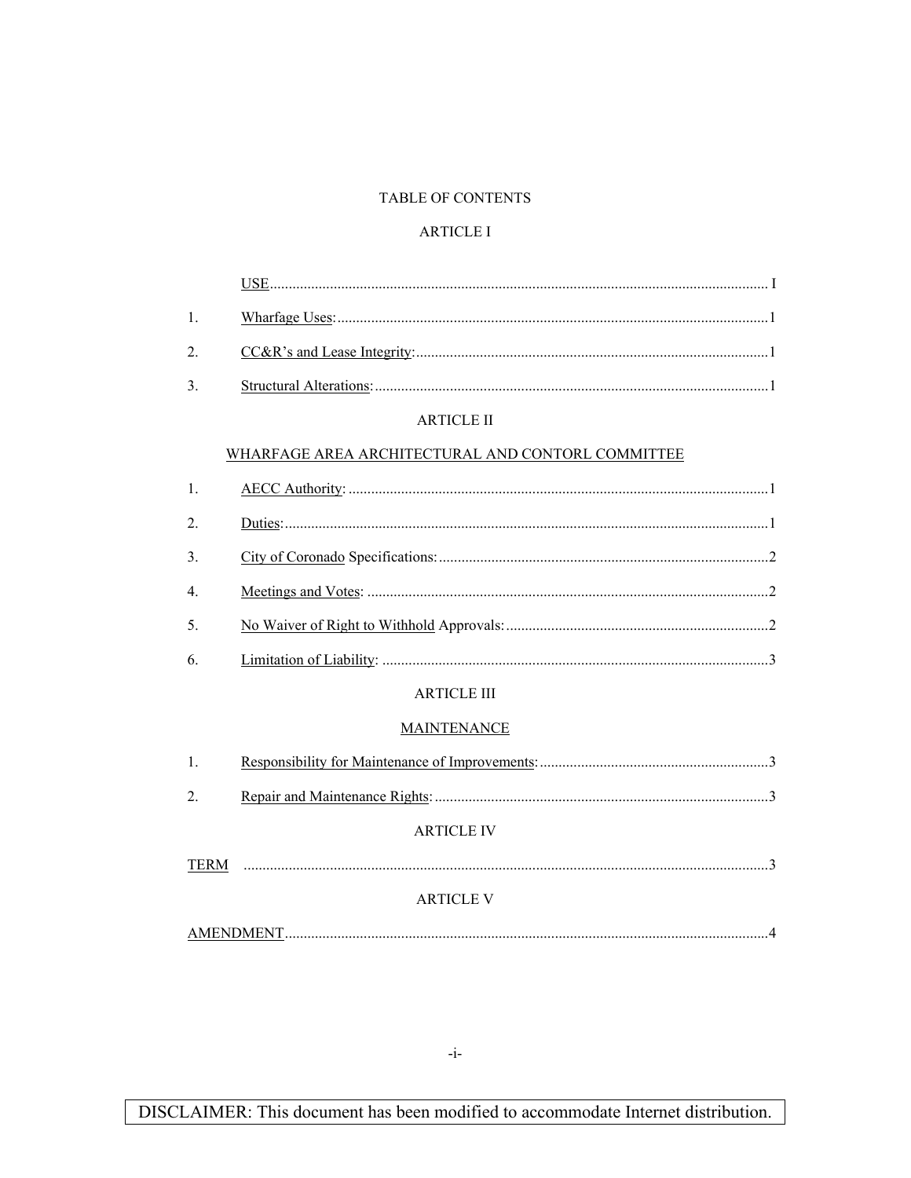# TABLE OF CONTENTS

## ARTICLE I

USE ........................................................................................................................ I

1. Wharfage Uses: ........................................................................................................ 1
2. CC&R's and Lease Integrity: ................................................................................... 1
3. Structural Alterations: ............................................................................................. 1

## ARTICLE II

## WHARFAGE AREA ARCHITECTURAL AND CONTORL COMMITTEE

1. AECC Authority: ..................................................................................................... 1
2. Duties: ...................................................................................................................... 1
3. City of Coronado Specifications: .............................................................................. 2
4. Meetings and Votes: ................................................................................................ 2
5. No Waiver of Right to Withhold Approvals: ............................................................. 2
6. Limitation of Liability: ............................................................................................. 3

## ARTICLE III

## MAINTENANCE

1. Responsibility for Maintenance of Improvements: ................................................... 3
2. Repair and Maintenance Rights: ............................................................................... 3

## ARTICLE IV

TERM ........................................................................................................................ 3

## ARTICLE V

AMENDMENT ........................................................................................................... 4

DISCLAIMER: This document has been modified to accommodate Internet distribution.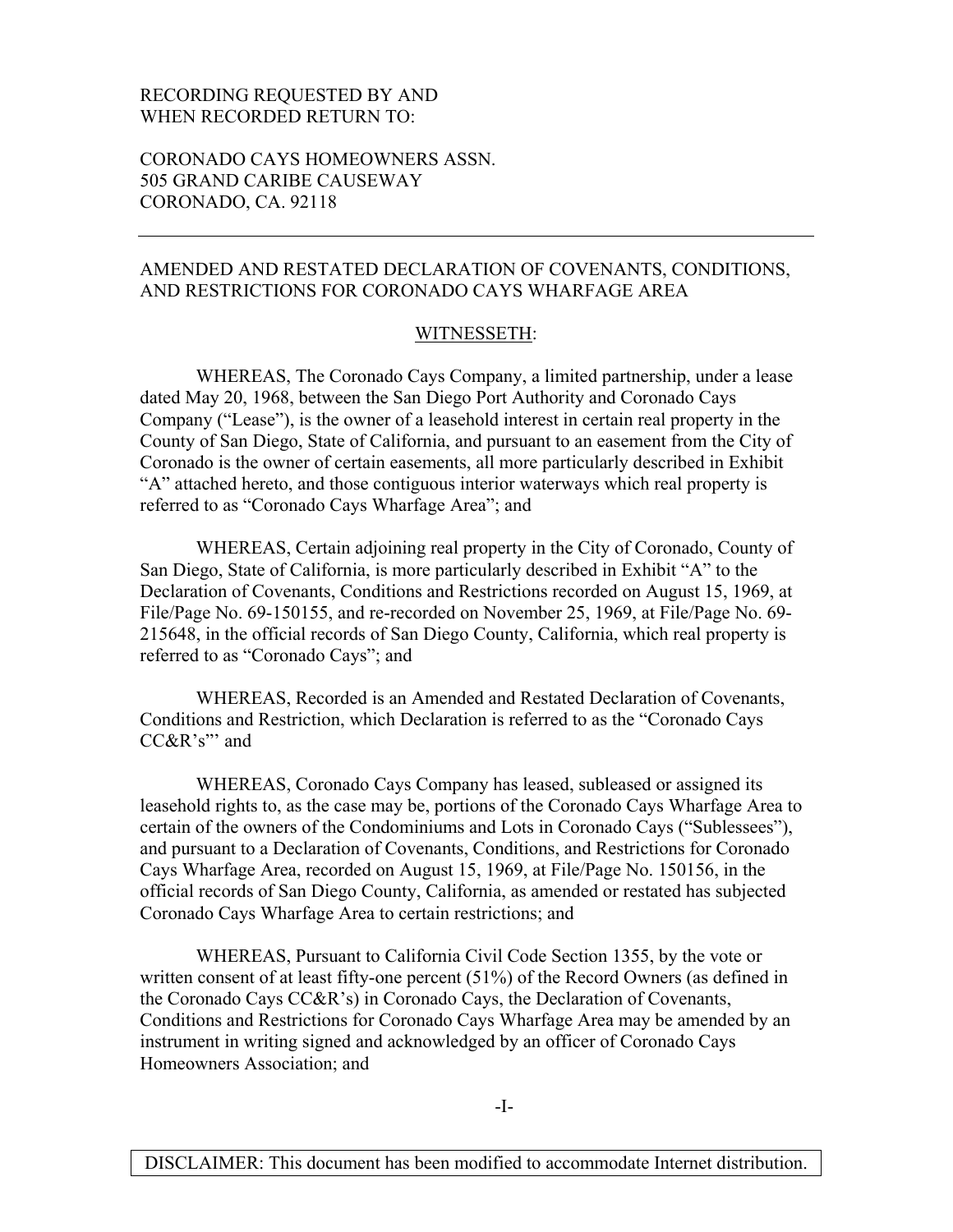RECORDING REQUESTED BY AND
WHEN RECORDED RETURN TO:

CORONADO CAYS HOMEOWNERS ASSN.
505 GRAND CARIBE CAUSEWAY
CORONADO, CA. 92118

---

AMENDED AND RESTATED DECLARATION OF COVENANTS, CONDITIONS, AND RESTRICTIONS FOR CORONADO CAYS WHARFAGE AREA

WITNESSETH:

WHEREAS, The Coronado Cays Company, a limited partnership, under a lease dated May 20, 1968, between the San Diego Port Authority and Coronado Cays Company ("Lease"), is the owner of a leasehold interest in certain real property in the County of San Diego, State of California, and pursuant to an easement from the City of Coronado is the owner of certain easements, all more particularly described in Exhibit "A" attached hereto, and those contiguous interior waterways which real property is referred to as "Coronado Cays Wharfage Area"; and

WHEREAS, Certain adjoining real property in the City of Coronado, County of San Diego, State of California, is more particularly described in Exhibit "A" to the Declaration of Covenants, Conditions and Restrictions recorded on August 15, 1969, at File/Page No. 69-150155, and re-recorded on November 25, 1969, at File/Page No. 69-215648, in the official records of San Diego County, California, which real property is referred to as "Coronado Cays"; and

WHEREAS, Recorded is an Amended and Restated Declaration of Covenants, Conditions and Restriction, which Declaration is referred to as the "Coronado Cays CC&R's"' and

WHEREAS, Coronado Cays Company has leased, subleased or assigned its leasehold rights to, as the case may be, portions of the Coronado Cays Wharfage Area to certain of the owners of the Condominiums and Lots in Coronado Cays ("Sublessees"), and pursuant to a Declaration of Covenants, Conditions, and Restrictions for Coronado Cays Wharfage Area, recorded on August 15, 1969, at File/Page No. 150156, in the official records of San Diego County, California, as amended or restated has subjected Coronado Cays Wharfage Area to certain restrictions; and

WHEREAS, Pursuant to California Civil Code Section 1355, by the vote or written consent of at least fifty-one percent (51%) of the Record Owners (as defined in the Coronado Cays CC&R's) in Coronado Cays, the Declaration of Covenants, Conditions and Restrictions for Coronado Cays Wharfage Area may be amended by an instrument in writing signed and acknowledged by an officer of Coronado Cays Homeowners Association; and

DISCLAIMER: This document has been modified to accommodate Internet distribution.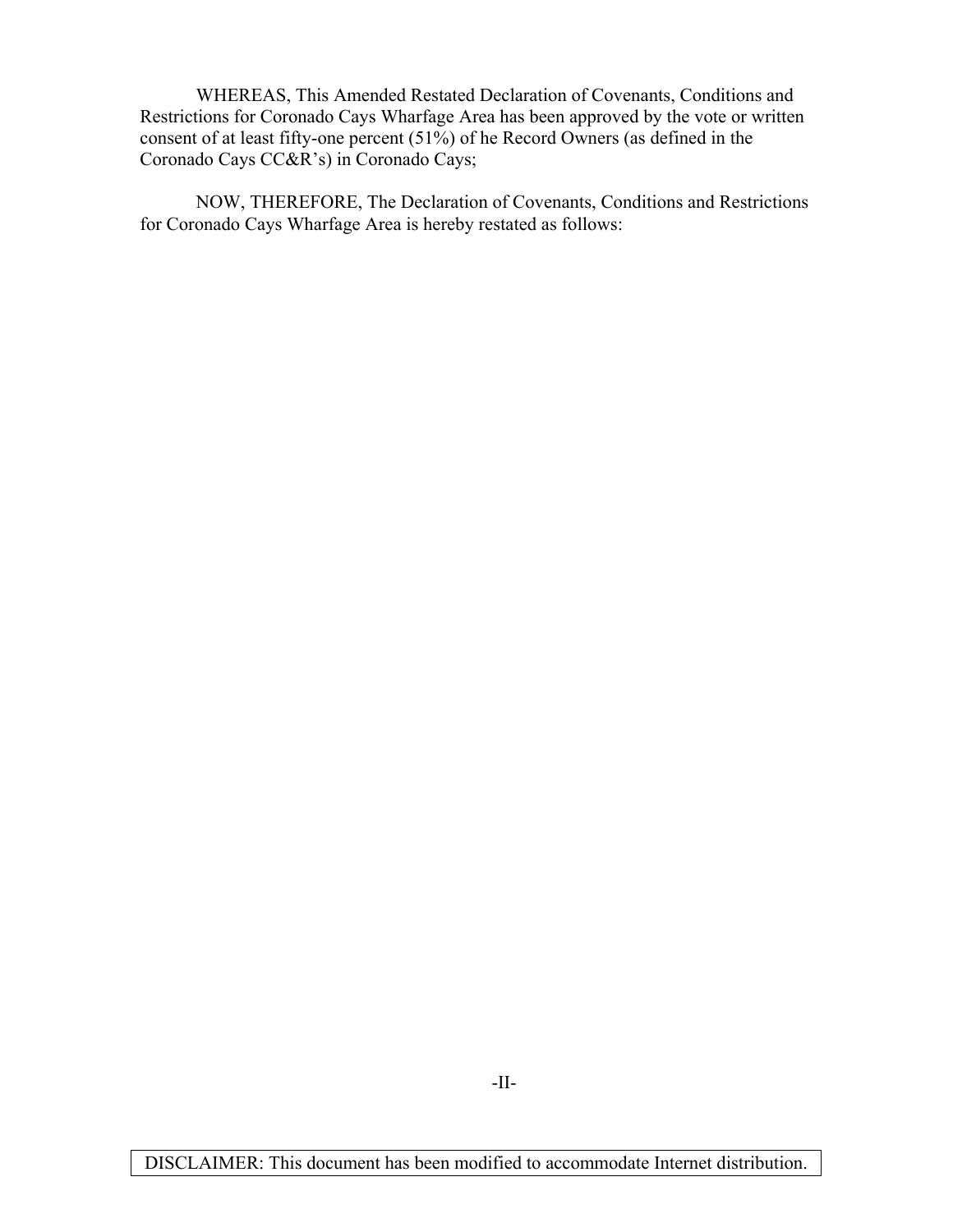WHEREAS, This Amended Restated Declaration of Covenants, Conditions and Restrictions for Coronado Cays Wharfage Area has been approved by the vote or written consent of at least fifty-one percent (51%) of he Record Owners (as defined in the Coronado Cays CC&R's) in Coronado Cays;

NOW, THEREFORE, The Declaration of Covenants, Conditions and Restrictions for Coronado Cays Wharfage Area is hereby restated as follows:

DISCLAIMER: This document has been modified to accommodate Internet distribution.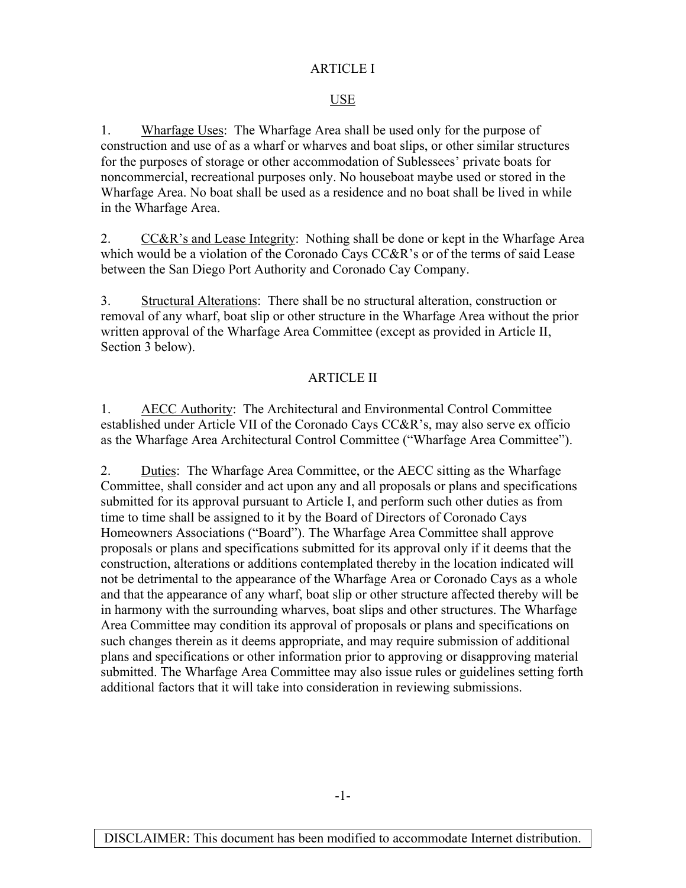# ARTICLE I

## USE

1. Wharfage Uses: The Wharfage Area shall be used only for the purpose of construction and use of as a wharf or wharves and boat slips, or other similar structures for the purposes of storage or other accommodation of Sublessees' private boats for noncommercial, recreational purposes only. No houseboat maybe used or stored in the Wharfage Area. No boat shall be used as a residence and no boat shall be lived in while in the Wharfage Area.

2. CC&R's and Lease Integrity: Nothing shall be done or kept in the Wharfage Area which would be a violation of the Coronado Cays CC&R's or of the terms of said Lease between the San Diego Port Authority and Coronado Cay Company.

3. Structural Alterations: There shall be no structural alteration, construction or removal of any wharf, boat slip or other structure in the Wharfage Area without the prior written approval of the Wharfage Area Committee (except as provided in Article II, Section 3 below).

# ARTICLE II

1. AECC Authority: The Architectural and Environmental Control Committee established under Article VII of the Coronado Cays CC&R's, may also serve ex officio as the Wharfage Area Architectural Control Committee ("Wharfage Area Committee").

2. Duties: The Wharfage Area Committee, or the AECC sitting as the Wharfage Committee, shall consider and act upon any and all proposals or plans and specifications submitted for its approval pursuant to Article I, and perform such other duties as from time to time shall be assigned to it by the Board of Directors of Coronado Cays Homeowners Associations ("Board"). The Wharfage Area Committee shall approve proposals or plans and specifications submitted for its approval only if it deems that the construction, alterations or additions contemplated thereby in the location indicated will not be detrimental to the appearance of the Wharfage Area or Coronado Cays as a whole and that the appearance of any wharf, boat slip or other structure affected thereby will be in harmony with the surrounding wharves, boat slips and other structures. The Wharfage Area Committee may condition its approval of proposals or plans and specifications on such changes therein as it deems appropriate, and may require submission of additional plans and specifications or other information prior to approving or disapproving material submitted. The Wharfage Area Committee may also issue rules or guidelines setting forth additional factors that it will take into consideration in reviewing submissions.

DISCLAIMER: This document has been modified to accommodate Internet distribution.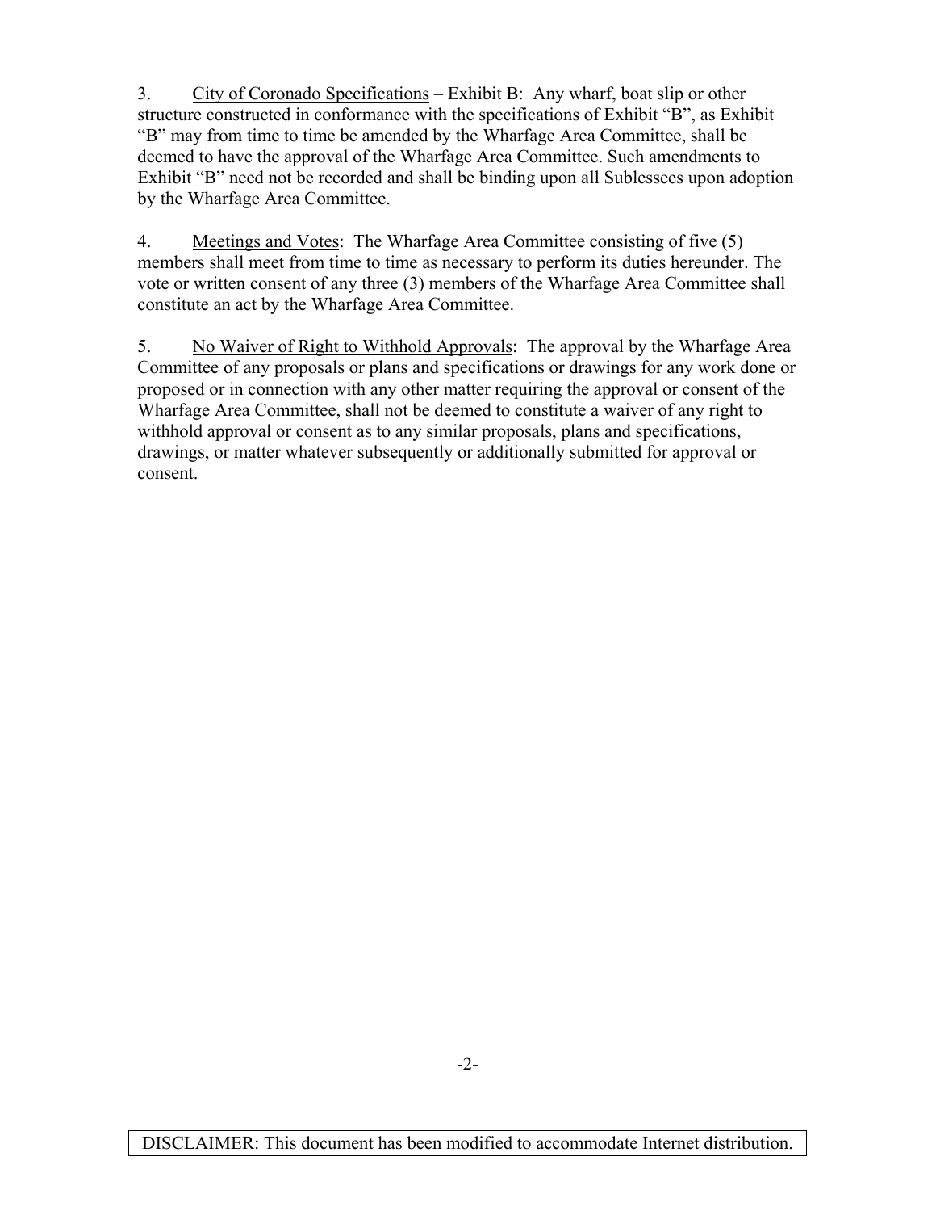3. <u>City of Coronado Specifications</u> – Exhibit B: Any wharf, boat slip or other structure constructed in conformance with the specifications of Exhibit "B", as Exhibit "B" may from time to time be amended by the Wharfage Area Committee, shall be deemed to have the approval of the Wharfage Area Committee. Such amendments to Exhibit "B" need not be recorded and shall be binding upon all Sublessees upon adoption by the Wharfage Area Committee.

4. <u>Meetings and Votes</u>: The Wharfage Area Committee consisting of five (5) members shall meet from time to time as necessary to perform its duties hereunder. The vote or written consent of any three (3) members of the Wharfage Area Committee shall constitute an act by the Wharfage Area Committee.

5. <u>No Waiver of Right to Withhold Approvals</u>: The approval by the Wharfage Area Committee of any proposals or plans and specifications or drawings for any work done or proposed or in connection with any other matter requiring the approval or consent of the Wharfage Area Committee, shall not be deemed to constitute a waiver of any right to withhold approval or consent as to any similar proposals, plans and specifications, drawings, or matter whatever subsequently or additionally submitted for approval or consent.

DISCLAIMER: This document has been modified to accommodate Internet distribution.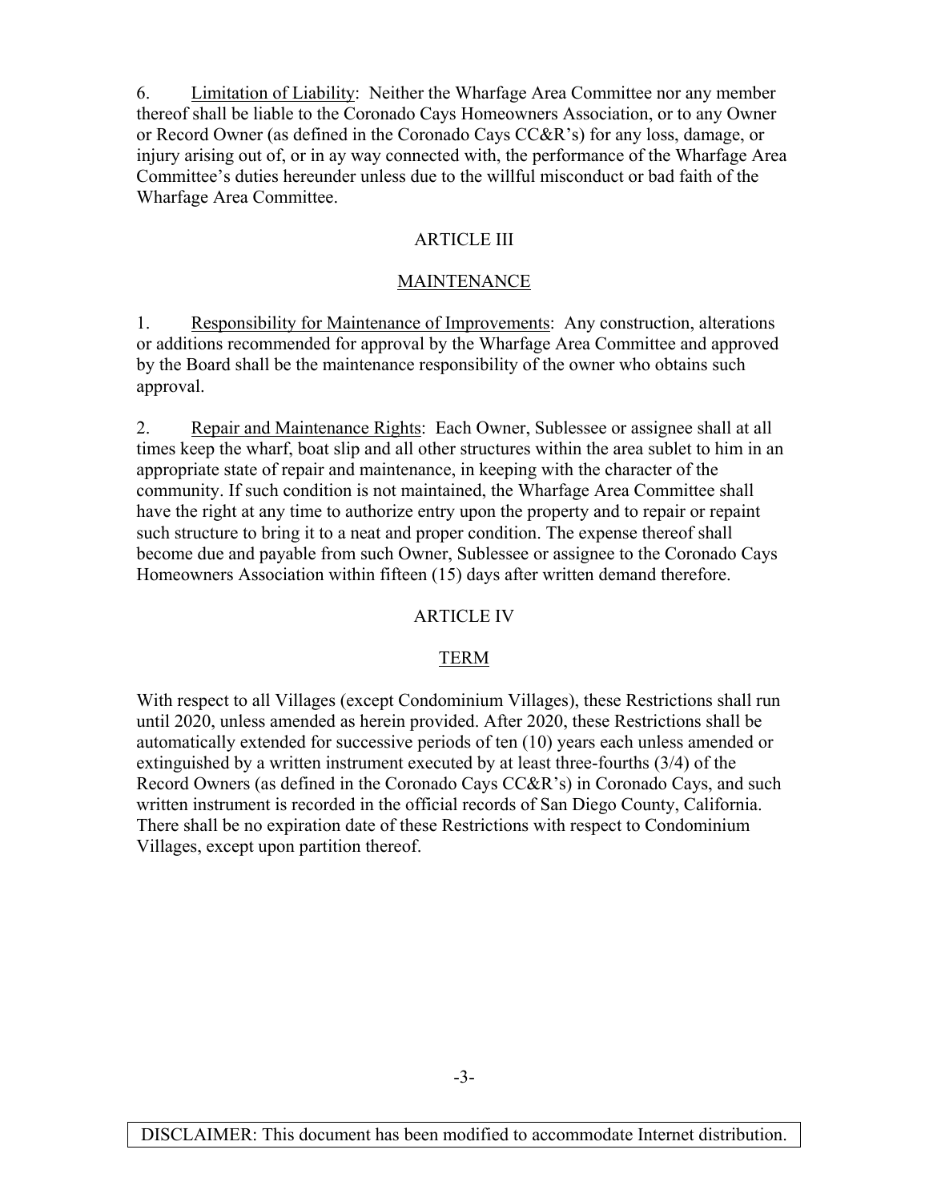6. Limitation of Liability: Neither the Wharfage Area Committee nor any member thereof shall be liable to the Coronado Cays Homeowners Association, or to any Owner or Record Owner (as defined in the Coronado Cays CC&R's) for any loss, damage, or injury arising out of, or in ay way connected with, the performance of the Wharfage Area Committee's duties hereunder unless due to the willful misconduct or bad faith of the Wharfage Area Committee.

## ARTICLE III

## MAINTENANCE

1. Responsibility for Maintenance of Improvements: Any construction, alterations or additions recommended for approval by the Wharfage Area Committee and approved by the Board shall be the maintenance responsibility of the owner who obtains such approval.

2. Repair and Maintenance Rights: Each Owner, Sublessee or assignee shall at all times keep the wharf, boat slip and all other structures within the area sublet to him in an appropriate state of repair and maintenance, in keeping with the character of the community. If such condition is not maintained, the Wharfage Area Committee shall have the right at any time to authorize entry upon the property and to repair or repaint such structure to bring it to a neat and proper condition. The expense thereof shall become due and payable from such Owner, Sublessee or assignee to the Coronado Cays Homeowners Association within fifteen (15) days after written demand therefore.

## ARTICLE IV

## TERM

With respect to all Villages (except Condominium Villages), these Restrictions shall run until 2020, unless amended as herein provided. After 2020, these Restrictions shall be automatically extended for successive periods of ten (10) years each unless amended or extinguished by a written instrument executed by at least three-fourths (3/4) of the Record Owners (as defined in the Coronado Cays CC&R's) in Coronado Cays, and such written instrument is recorded in the official records of San Diego County, California. There shall be no expiration date of these Restrictions with respect to Condominium Villages, except upon partition thereof.

DISCLAIMER: This document has been modified to accommodate Internet distribution.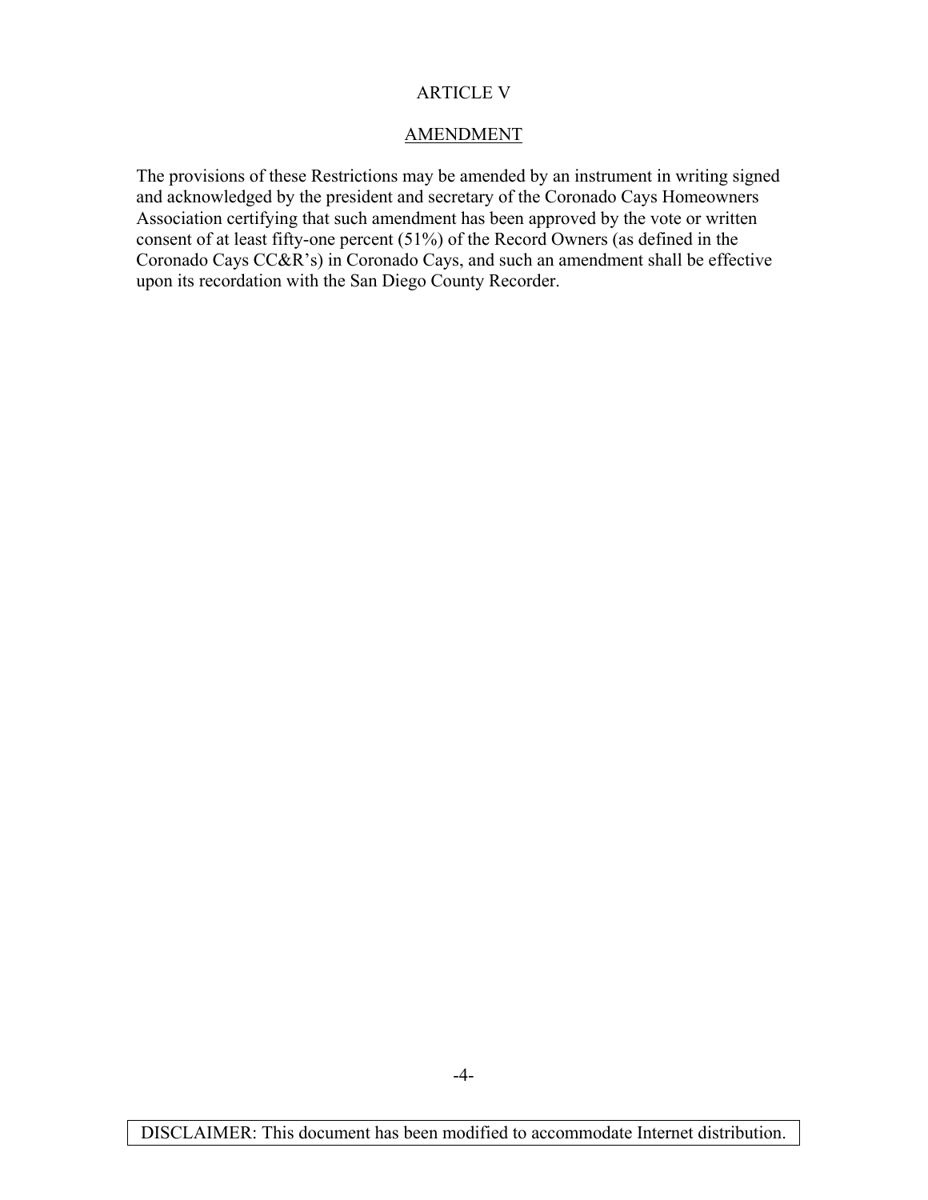# ARTICLE V

## AMENDMENT

The provisions of these Restrictions may be amended by an instrument in writing signed and acknowledged by the president and secretary of the Coronado Cays Homeowners Association certifying that such amendment has been approved by the vote or written consent of at least fifty-one percent (51%) of the Record Owners (as defined in the Coronado Cays CC&R's) in Coronado Cays, and such an amendment shall be effective upon its recordation with the San Diego County Recorder.

DISCLAIMER: This document has been modified to accommodate Internet distribution.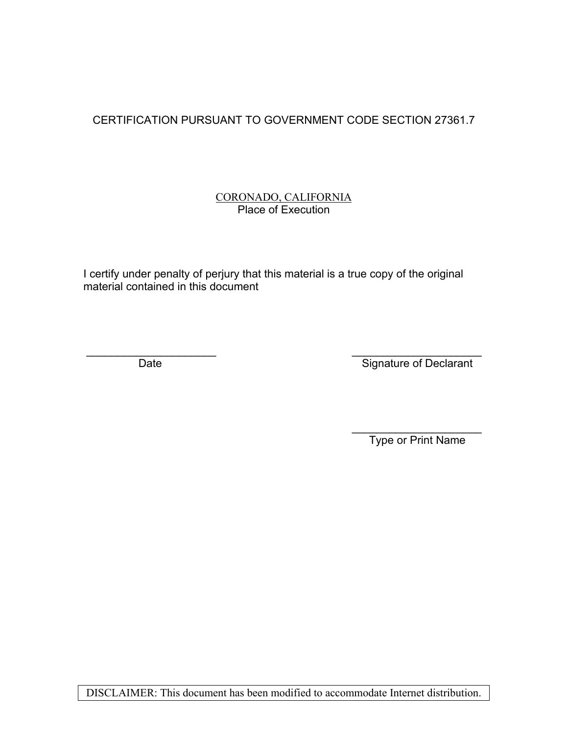CERTIFICATION PURSUANT TO GOVERNMENT CODE SECTION 27361.7

<u>CORONADO, CALIFORNIA</u>
Place of Execution

I certify under penalty of perjury that this material is a true copy of the original material contained in this document

\_\_\_\_\_\_\_\_\_\_\_\_\_\_\_\_\_\_\_\_\_\_
Date

\_\_\_\_\_\_\_\_\_\_\_\_\_\_\_\_\_\_\_\_\_\_
Signature of Declarant

\_\_\_\_\_\_\_\_\_\_\_\_\_\_\_\_\_\_\_\_\_\_
Type or Print Name

DISCLAIMER: This document has been modified to accommodate Internet distribution.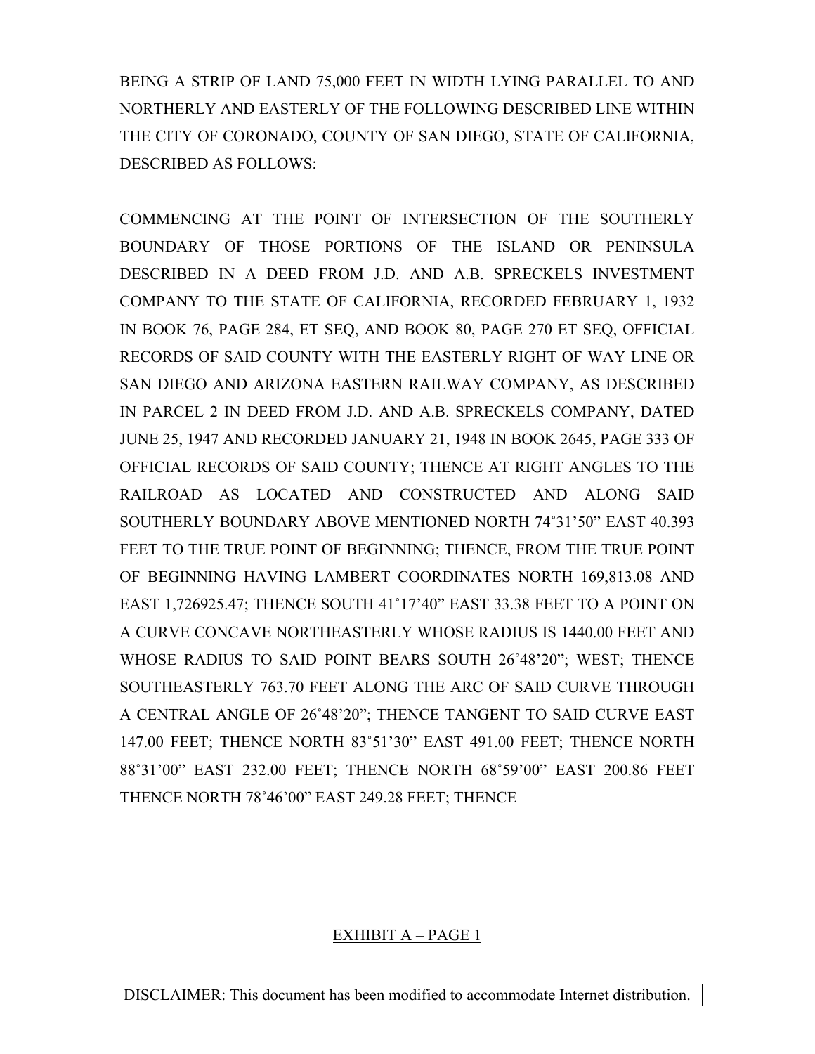BEING A STRIP OF LAND 75,000 FEET IN WIDTH LYING PARALLEL TO AND NORTHERLY AND EASTERLY OF THE FOLLOWING DESCRIBED LINE WITHIN THE CITY OF CORONADO, COUNTY OF SAN DIEGO, STATE OF CALIFORNIA, DESCRIBED AS FOLLOWS:

COMMENCING AT THE POINT OF INTERSECTION OF THE SOUTHERLY BOUNDARY OF THOSE PORTIONS OF THE ISLAND OR PENINSULA DESCRIBED IN A DEED FROM J.D. AND A.B. SPRECKELS INVESTMENT COMPANY TO THE STATE OF CALIFORNIA, RECORDED FEBRUARY 1, 1932 IN BOOK 76, PAGE 284, ET SEQ, AND BOOK 80, PAGE 270 ET SEQ, OFFICIAL RECORDS OF SAID COUNTY WITH THE EASTERLY RIGHT OF WAY LINE OR SAN DIEGO AND ARIZONA EASTERN RAILWAY COMPANY, AS DESCRIBED IN PARCEL 2 IN DEED FROM J.D. AND A.B. SPRECKELS COMPANY, DATED JUNE 25, 1947 AND RECORDED JANUARY 21, 1948 IN BOOK 2645, PAGE 333 OF OFFICIAL RECORDS OF SAID COUNTY; THENCE AT RIGHT ANGLES TO THE RAILROAD AS LOCATED AND CONSTRUCTED AND ALONG SAID SOUTHERLY BOUNDARY ABOVE MENTIONED NORTH 74˚31'50" EAST 40.393 FEET TO THE TRUE POINT OF BEGINNING; THENCE, FROM THE TRUE POINT OF BEGINNING HAVING LAMBERT COORDINATES NORTH 169,813.08 AND EAST 1,726925.47; THENCE SOUTH 41˚17'40" EAST 33.38 FEET TO A POINT ON A CURVE CONCAVE NORTHEASTERLY WHOSE RADIUS IS 1440.00 FEET AND WHOSE RADIUS TO SAID POINT BEARS SOUTH 26˚48'20"; WEST; THENCE SOUTHEASTERLY 763.70 FEET ALONG THE ARC OF SAID CURVE THROUGH A CENTRAL ANGLE OF 26˚48'20"; THENCE TANGENT TO SAID CURVE EAST 147.00 FEET; THENCE NORTH 83˚51'30" EAST 491.00 FEET; THENCE NORTH 88˚31'00" EAST 232.00 FEET; THENCE NORTH 68˚59'00" EAST 200.86 FEET THENCE NORTH 78˚46'00" EAST 249.28 FEET; THENCE

EXHIBIT A – PAGE 1

DISCLAIMER: This document has been modified to accommodate Internet distribution.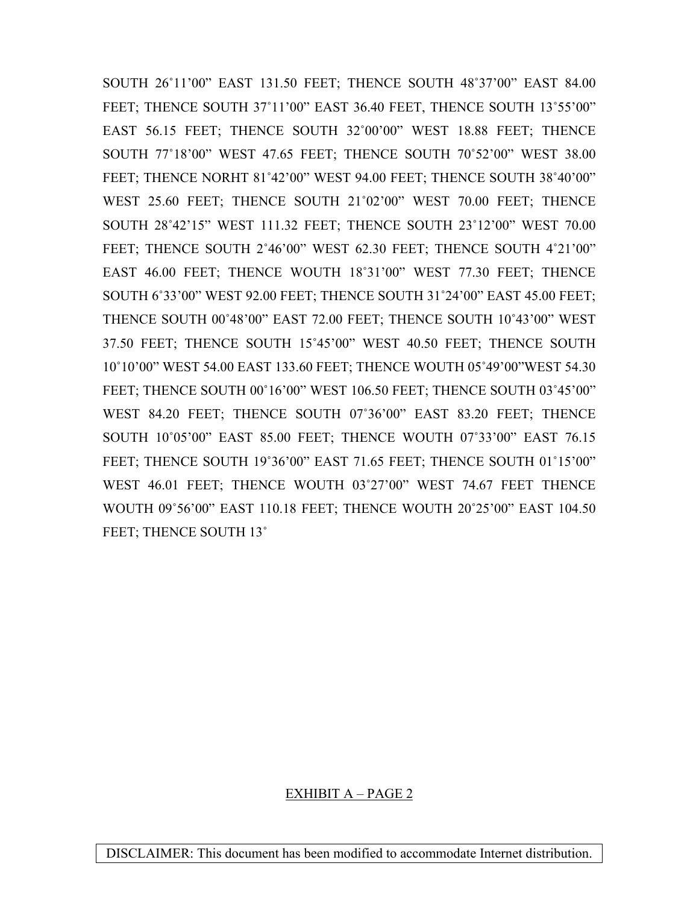SOUTH 26˚11'00" EAST 131.50 FEET; THENCE SOUTH 48˚37'00" EAST 84.00 FEET; THENCE SOUTH 37˚11'00" EAST 36.40 FEET, THENCE SOUTH 13˚55'00" EAST 56.15 FEET; THENCE SOUTH 32˚00'00" WEST 18.88 FEET; THENCE SOUTH 77˚18'00" WEST 47.65 FEET; THENCE SOUTH 70˚52'00" WEST 38.00 FEET; THENCE NORHT 81˚42'00" WEST 94.00 FEET; THENCE SOUTH 38˚40'00" WEST 25.60 FEET; THENCE SOUTH 21˚02'00" WEST 70.00 FEET; THENCE SOUTH 28˚42'15" WEST 111.32 FEET; THENCE SOUTH 23˚12'00" WEST 70.00 FEET; THENCE SOUTH 2˚46'00" WEST 62.30 FEET; THENCE SOUTH 4˚21'00" EAST 46.00 FEET; THENCE WOUTH 18˚31'00" WEST 77.30 FEET; THENCE SOUTH 6˚33'00" WEST 92.00 FEET; THENCE SOUTH 31˚24'00" EAST 45.00 FEET; THENCE SOUTH 00˚48'00" EAST 72.00 FEET; THENCE SOUTH 10˚43'00" WEST 37.50 FEET; THENCE SOUTH 15˚45'00" WEST 40.50 FEET; THENCE SOUTH 10˚10'00" WEST 54.00 EAST 133.60 FEET; THENCE WOUTH 05˚49'00"WEST 54.30 FEET; THENCE SOUTH 00˚16'00" WEST 106.50 FEET; THENCE SOUTH 03˚45'00" WEST 84.20 FEET; THENCE SOUTH 07˚36'00" EAST 83.20 FEET; THENCE SOUTH 10˚05'00" EAST 85.00 FEET; THENCE WOUTH 07˚33'00" EAST 76.15 FEET; THENCE SOUTH 19˚36'00" EAST 71.65 FEET; THENCE SOUTH 01˚15'00" WEST 46.01 FEET; THENCE WOUTH 03˚27'00" WEST 74.67 FEET THENCE WOUTH 09˚56'00" EAST 110.18 FEET; THENCE WOUTH 20˚25'00" EAST 104.50 FEET; THENCE SOUTH 13˚

<u>EXHIBIT A – PAGE 2</u>

DISCLAIMER: This document has been modified to accommodate Internet distribution.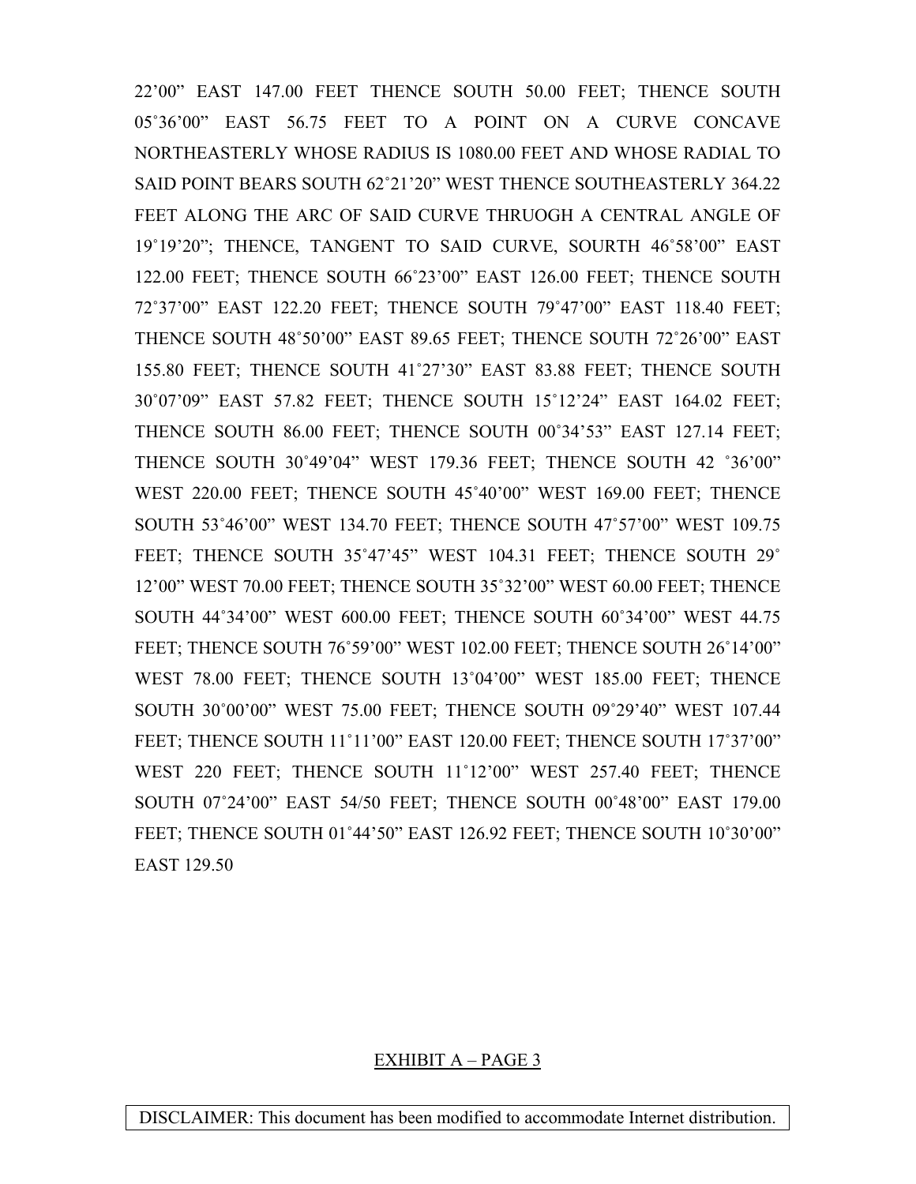22'00" EAST 147.00 FEET THENCE SOUTH 50.00 FEET; THENCE SOUTH 05˚36'00" EAST 56.75 FEET TO A POINT ON A CURVE CONCAVE NORTHEASTERLY WHOSE RADIUS IS 1080.00 FEET AND WHOSE RADIAL TO SAID POINT BEARS SOUTH 62˚21'20" WEST THENCE SOUTHEASTERLY 364.22 FEET ALONG THE ARC OF SAID CURVE THRUOGH A CENTRAL ANGLE OF 19˚19'20"; THENCE, TANGENT TO SAID CURVE, SOURTH 46˚58'00" EAST 122.00 FEET; THENCE SOUTH 66˚23'00" EAST 126.00 FEET; THENCE SOUTH 72˚37'00" EAST 122.20 FEET; THENCE SOUTH 79˚47'00" EAST 118.40 FEET; THENCE SOUTH 48˚50'00" EAST 89.65 FEET; THENCE SOUTH 72˚26'00" EAST 155.80 FEET; THENCE SOUTH 41˚27'30" EAST 83.88 FEET; THENCE SOUTH 30˚07'09" EAST 57.82 FEET; THENCE SOUTH 15˚12'24" EAST 164.02 FEET; THENCE SOUTH 86.00 FEET; THENCE SOUTH 00˚34'53" EAST 127.14 FEET; THENCE SOUTH 30˚49'04" WEST 179.36 FEET; THENCE SOUTH 42 ˚36'00" WEST 220.00 FEET; THENCE SOUTH 45˚40'00" WEST 169.00 FEET; THENCE SOUTH 53˚46'00" WEST 134.70 FEET; THENCE SOUTH 47˚57'00" WEST 109.75 FEET; THENCE SOUTH 35˚47'45" WEST 104.31 FEET; THENCE SOUTH 29˚ 12'00" WEST 70.00 FEET; THENCE SOUTH 35˚32'00" WEST 60.00 FEET; THENCE SOUTH 44˚34'00" WEST 600.00 FEET; THENCE SOUTH 60˚34'00" WEST 44.75 FEET; THENCE SOUTH 76˚59'00" WEST 102.00 FEET; THENCE SOUTH 26˚14'00" WEST 78.00 FEET; THENCE SOUTH 13˚04'00" WEST 185.00 FEET; THENCE SOUTH 30˚00'00" WEST 75.00 FEET; THENCE SOUTH 09˚29'40" WEST 107.44 FEET; THENCE SOUTH 11˚11'00" EAST 120.00 FEET; THENCE SOUTH 17˚37'00" WEST 220 FEET; THENCE SOUTH 11˚12'00" WEST 257.40 FEET; THENCE SOUTH 07˚24'00" EAST 54/50 FEET; THENCE SOUTH 00˚48'00" EAST 179.00 FEET; THENCE SOUTH 01˚44'50" EAST 126.92 FEET; THENCE SOUTH 10˚30'00" EAST 129.50

EXHIBIT A – PAGE 3

DISCLAIMER: This document has been modified to accommodate Internet distribution.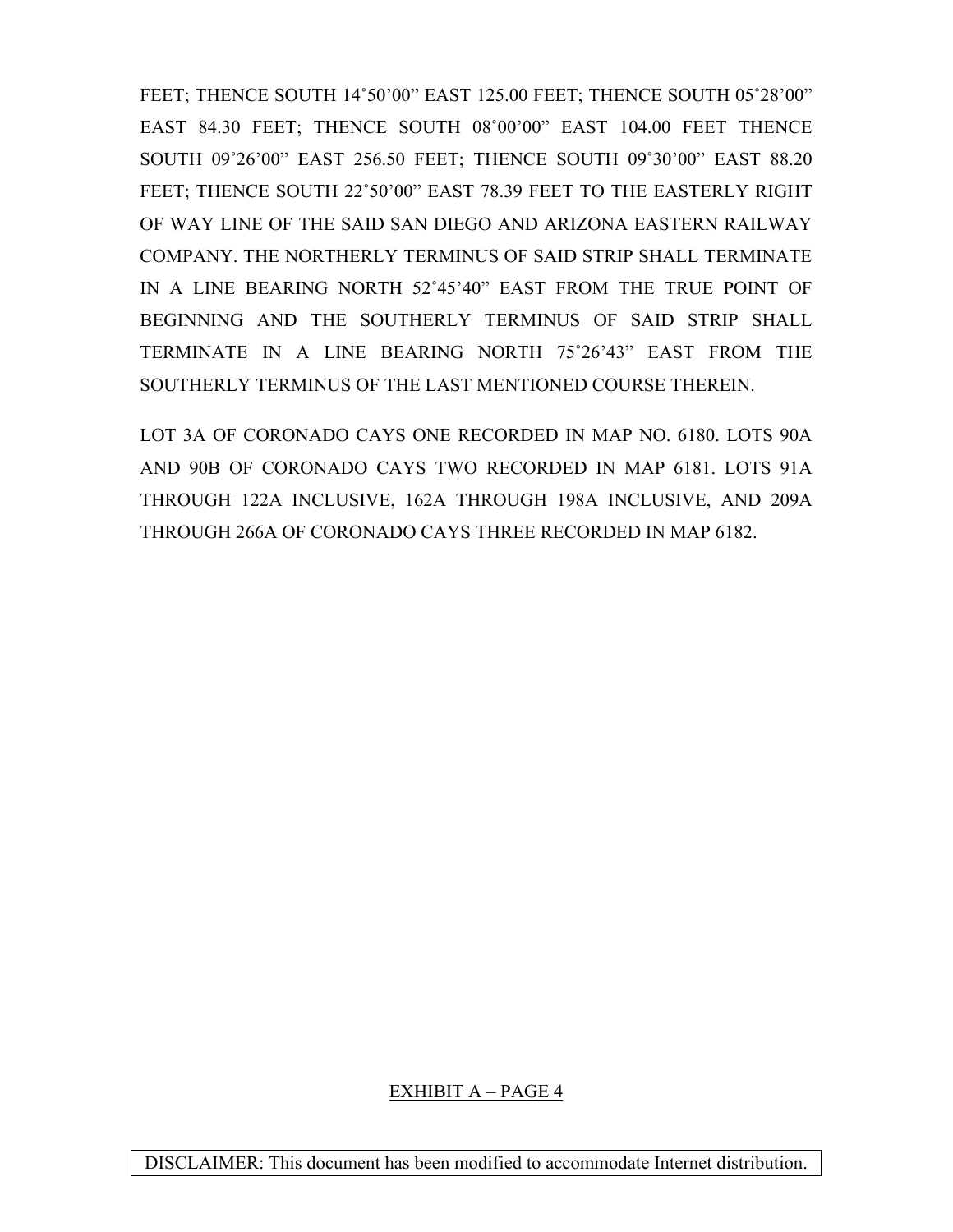FEET; THENCE SOUTH 14˚50'00" EAST 125.00 FEET; THENCE SOUTH 05˚28'00" EAST 84.30 FEET; THENCE SOUTH 08˚00'00" EAST 104.00 FEET THENCE SOUTH 09˚26'00" EAST 256.50 FEET; THENCE SOUTH 09˚30'00" EAST 88.20 FEET; THENCE SOUTH 22˚50'00" EAST 78.39 FEET TO THE EASTERLY RIGHT OF WAY LINE OF THE SAID SAN DIEGO AND ARIZONA EASTERN RAILWAY COMPANY. THE NORTHERLY TERMINUS OF SAID STRIP SHALL TERMINATE IN A LINE BEARING NORTH 52˚45'40" EAST FROM THE TRUE POINT OF BEGINNING AND THE SOUTHERLY TERMINUS OF SAID STRIP SHALL TERMINATE IN A LINE BEARING NORTH 75˚26'43" EAST FROM THE SOUTHERLY TERMINUS OF THE LAST MENTIONED COURSE THEREIN.

LOT 3A OF CORONADO CAYS ONE RECORDED IN MAP NO. 6180. LOTS 90A AND 90B OF CORONADO CAYS TWO RECORDED IN MAP 6181. LOTS 91A THROUGH 122A INCLUSIVE, 162A THROUGH 198A INCLUSIVE, AND 209A THROUGH 266A OF CORONADO CAYS THREE RECORDED IN MAP 6182.

EXHIBIT A – PAGE 4

DISCLAIMER: This document has been modified to accommodate Internet distribution.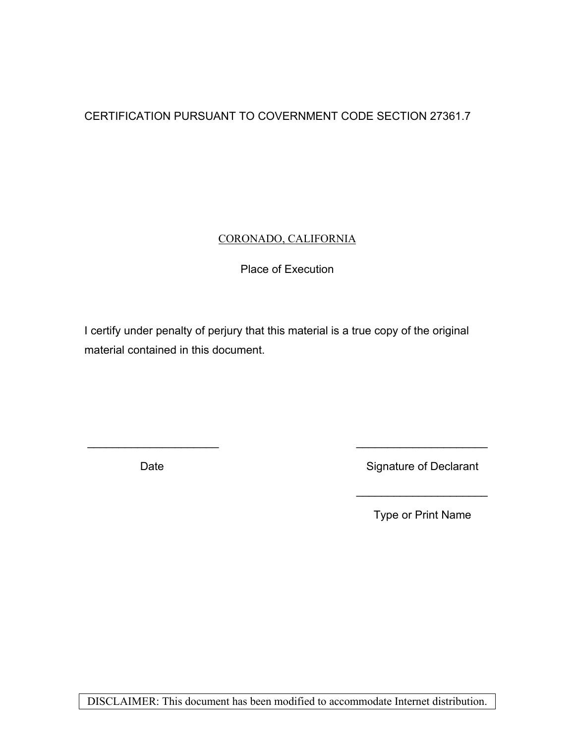CERTIFICATION PURSUANT TO COVERNMENT CODE SECTION 27361.7

<u>CORONADO, CALIFORNIA</u>

Place of Execution

I certify under penalty of perjury that this material is a true copy of the original material contained in this document.

\_\_\_\_\_\_\_\_\_\_\_\_\_\_\_\_\_\_\_\_\_\_ Date

\_\_\_\_\_\_\_\_\_\_\_\_\_\_\_\_\_\_\_\_\_\_ Signature of Declarant

\_\_\_\_\_\_\_\_\_\_\_\_\_\_\_\_\_\_\_\_\_\_ Type or Print Name

DISCLAIMER: This document has been modified to accommodate Internet distribution.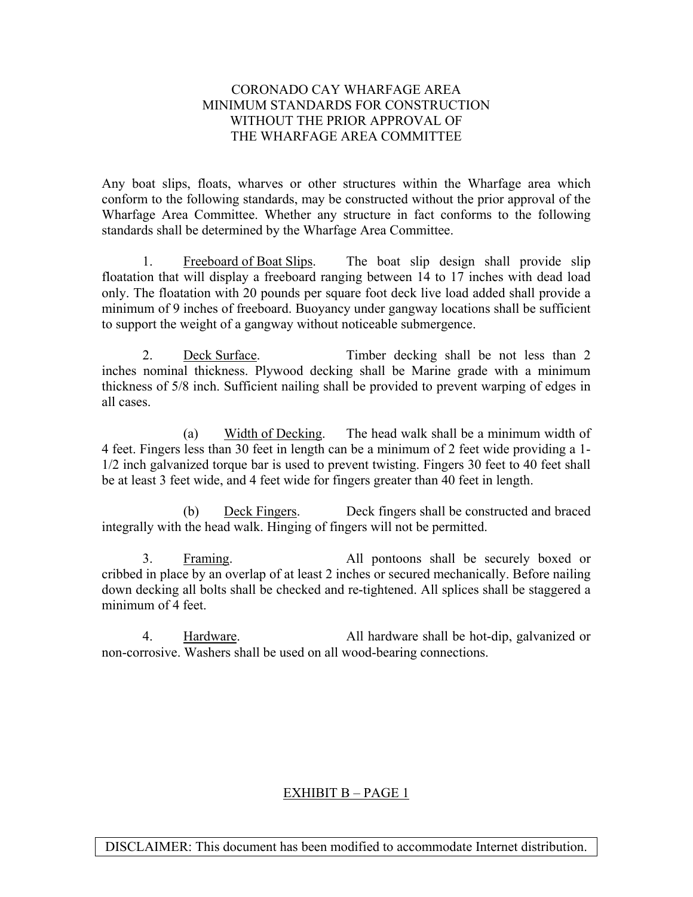# CORONADO CAY WHARFAGE AREA MINIMUM STANDARDS FOR CONSTRUCTION WITHOUT THE PRIOR APPROVAL OF THE WHARFAGE AREA COMMITTEE

Any boat slips, floats, wharves or other structures within the Wharfage area which conform to the following standards, may be constructed without the prior approval of the Wharfage Area Committee. Whether any structure in fact conforms to the following standards shall be determined by the Wharfage Area Committee.

1. Freeboard of Boat Slips. The boat slip design shall provide slip floatation that will display a freeboard ranging between 14 to 17 inches with dead load only. The floatation with 20 pounds per square foot deck live load added shall provide a minimum of 9 inches of freeboard. Buoyancy under gangway locations shall be sufficient to support the weight of a gangway without noticeable submergence.

2. Deck Surface. Timber decking shall be not less than 2 inches nominal thickness. Plywood decking shall be Marine grade with a minimum thickness of 5/8 inch. Sufficient nailing shall be provided to prevent warping of edges in all cases.

   (a) Width of Decking. The head walk shall be a minimum width of 4 feet. Fingers less than 30 feet in length can be a minimum of 2 feet wide providing a 1-1/2 inch galvanized torque bar is used to prevent twisting. Fingers 30 feet to 40 feet shall be at least 3 feet wide, and 4 feet wide for fingers greater than 40 feet in length.

   (b) Deck Fingers. Deck fingers shall be constructed and braced integrally with the head walk. Hinging of fingers will not be permitted.

3. Framing. All pontoons shall be securely boxed or cribbed in place by an overlap of at least 2 inches or secured mechanically. Before nailing down decking all bolts shall be checked and re-tightened. All splices shall be staggered a minimum of 4 feet.

4. Hardware. All hardware shall be hot-dip, galvanized or non-corrosive. Washers shall be used on all wood-bearing connections.

EXHIBIT B – PAGE 1

DISCLAIMER: This document has been modified to accommodate Internet distribution.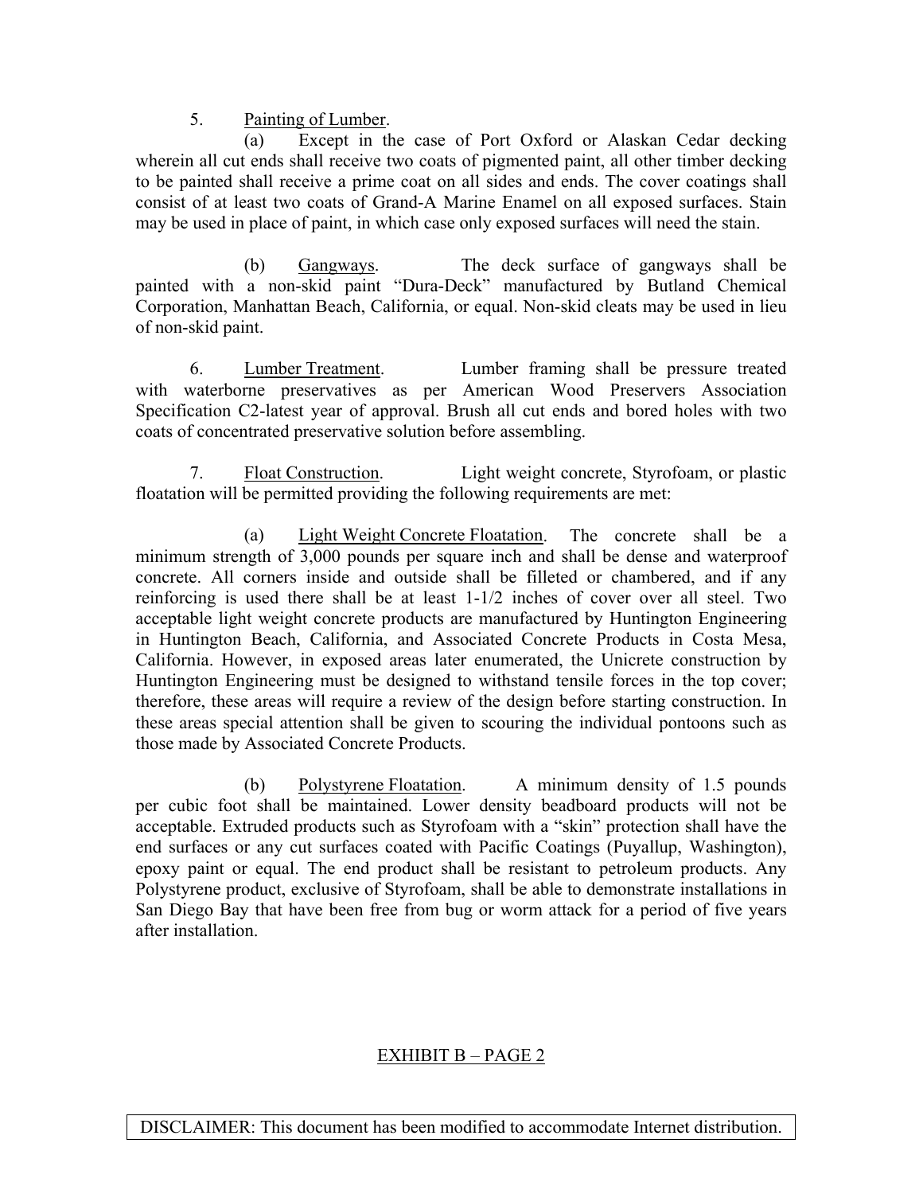5. Painting of Lumber.

(a) Except in the case of Port Oxford or Alaskan Cedar decking wherein all cut ends shall receive two coats of pigmented paint, all other timber decking to be painted shall receive a prime coat on all sides and ends. The cover coatings shall consist of at least two coats of Grand-A Marine Enamel on all exposed surfaces. Stain may be used in place of paint, in which case only exposed surfaces will need the stain.

(b) Gangways. The deck surface of gangways shall be painted with a non-skid paint "Dura-Deck" manufactured by Butland Chemical Corporation, Manhattan Beach, California, or equal. Non-skid cleats may be used in lieu of non-skid paint.

6. Lumber Treatment. Lumber framing shall be pressure treated with waterborne preservatives as per American Wood Preservers Association Specification C2-latest year of approval. Brush all cut ends and bored holes with two coats of concentrated preservative solution before assembling.

7. Float Construction. Light weight concrete, Styrofoam, or plastic floatation will be permitted providing the following requirements are met:

(a) Light Weight Concrete Floatation. The concrete shall be a minimum strength of 3,000 pounds per square inch and shall be dense and waterproof concrete. All corners inside and outside shall be filleted or chambered, and if any reinforcing is used there shall be at least 1-1/2 inches of cover over all steel. Two acceptable light weight concrete products are manufactured by Huntington Engineering in Huntington Beach, California, and Associated Concrete Products in Costa Mesa, California. However, in exposed areas later enumerated, the Unicrete construction by Huntington Engineering must be designed to withstand tensile forces in the top cover; therefore, these areas will require a review of the design before starting construction. In these areas special attention shall be given to scouring the individual pontoons such as those made by Associated Concrete Products.

(b) Polystyrene Floatation. A minimum density of 1.5 pounds per cubic foot shall be maintained. Lower density beadboard products will not be acceptable. Extruded products such as Styrofoam with a "skin" protection shall have the end surfaces or any cut surfaces coated with Pacific Coatings (Puyallup, Washington), epoxy paint or equal. The end product shall be resistant to petroleum products. Any Polystyrene product, exclusive of Styrofoam, shall be able to demonstrate installations in San Diego Bay that have been free from bug or worm attack for a period of five years after installation.

EXHIBIT B – PAGE 2

DISCLAIMER: This document has been modified to accommodate Internet distribution.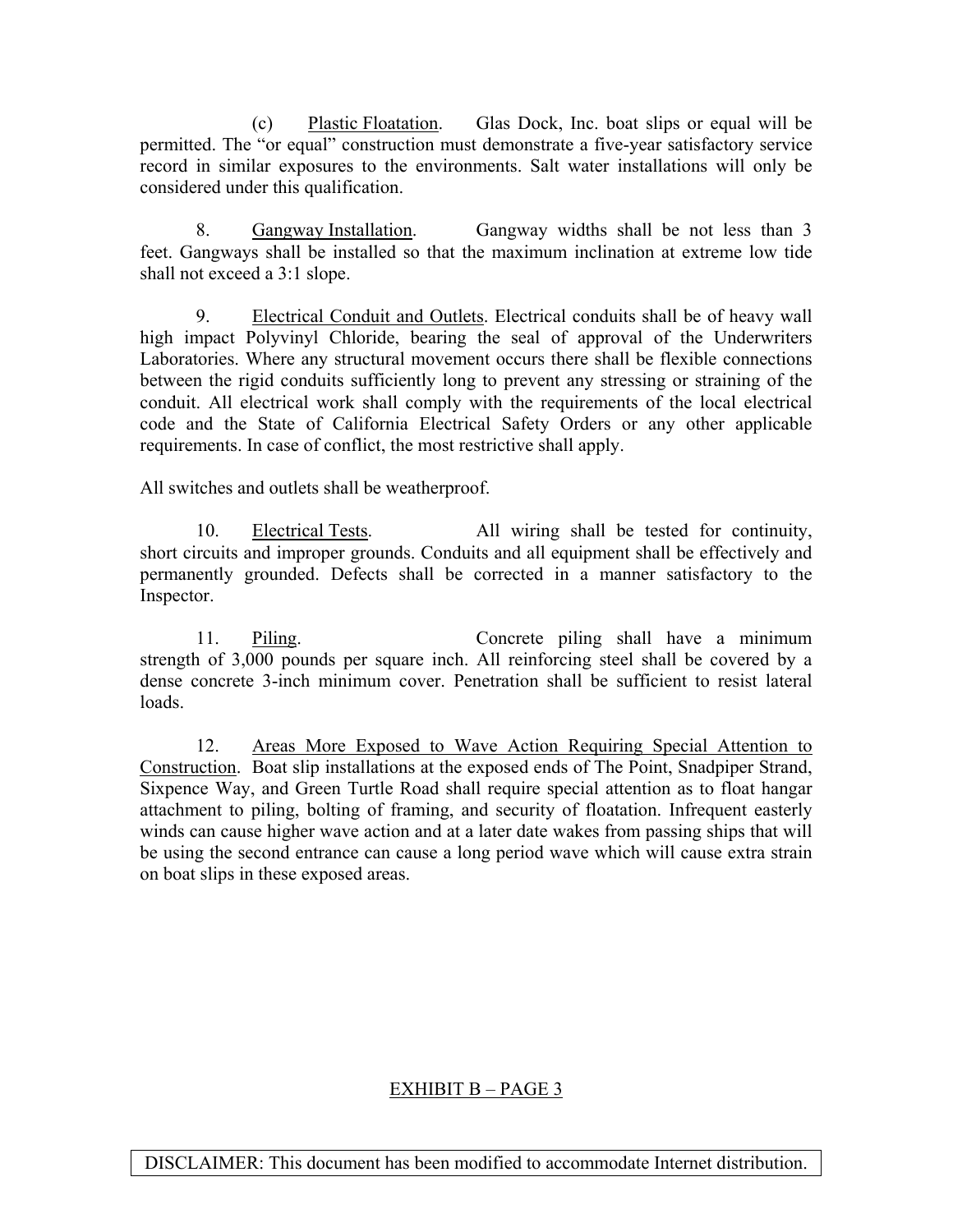(c) Plastic Floatation. Glas Dock, Inc. boat slips or equal will be permitted. The "or equal" construction must demonstrate a five-year satisfactory service record in similar exposures to the environments. Salt water installations will only be considered under this qualification.

8. Gangway Installation. Gangway widths shall be not less than 3 feet. Gangways shall be installed so that the maximum inclination at extreme low tide shall not exceed a 3:1 slope.

9. Electrical Conduit and Outlets. Electrical conduits shall be of heavy wall high impact Polyvinyl Chloride, bearing the seal of approval of the Underwriters Laboratories. Where any structural movement occurs there shall be flexible connections between the rigid conduits sufficiently long to prevent any stressing or straining of the conduit. All electrical work shall comply with the requirements of the local electrical code and the State of California Electrical Safety Orders or any other applicable requirements. In case of conflict, the most restrictive shall apply.

All switches and outlets shall be weatherproof.

10. Electrical Tests. All wiring shall be tested for continuity, short circuits and improper grounds. Conduits and all equipment shall be effectively and permanently grounded. Defects shall be corrected in a manner satisfactory to the Inspector.

11. Piling. Concrete piling shall have a minimum strength of 3,000 pounds per square inch. All reinforcing steel shall be covered by a dense concrete 3-inch minimum cover. Penetration shall be sufficient to resist lateral loads.

12. Areas More Exposed to Wave Action Requiring Special Attention to Construction. Boat slip installations at the exposed ends of The Point, Snadpiper Strand, Sixpence Way, and Green Turtle Road shall require special attention as to float hangar attachment to piling, bolting of framing, and security of floatation. Infrequent easterly winds can cause higher wave action and at a later date wakes from passing ships that will be using the second entrance can cause a long period wave which will cause extra strain on boat slips in these exposed areas.

EXHIBIT B – PAGE 3

DISCLAIMER: This document has been modified to accommodate Internet distribution.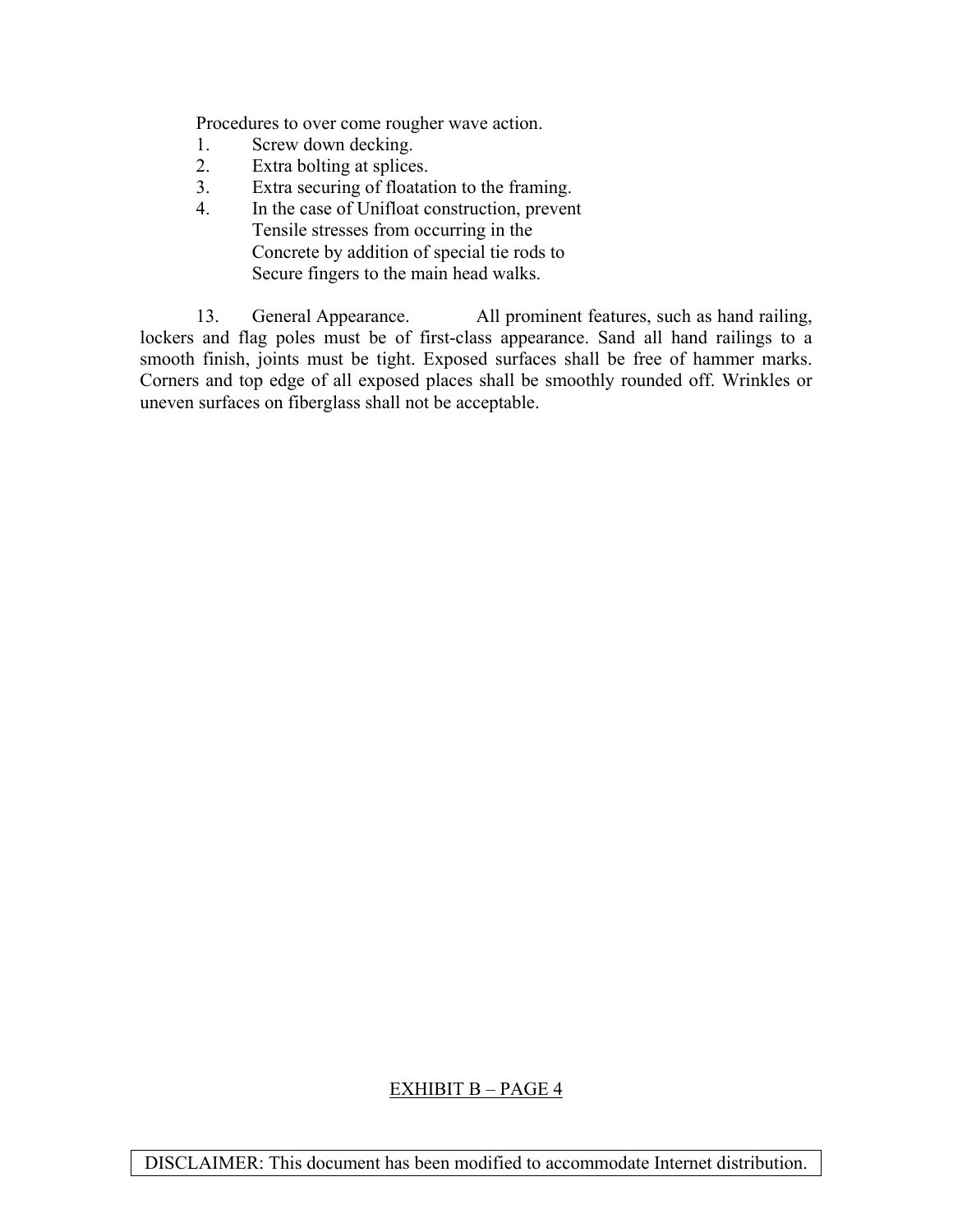Procedures to over come rougher wave action.

1. Screw down decking.
2. Extra bolting at splices.
3. Extra securing of floatation to the framing.
4. In the case of Unifloat construction, prevent Tensile stresses from occurring in the Concrete by addition of special tie rods to Secure fingers to the main head walks.

13. General Appearance. All prominent features, such as hand railing, lockers and flag poles must be of first-class appearance. Sand all hand railings to a smooth finish, joints must be tight. Exposed surfaces shall be free of hammer marks. Corners and top edge of all exposed places shall be smoothly rounded off. Wrinkles or uneven surfaces on fiberglass shall not be acceptable.

EXHIBIT B – PAGE 4

DISCLAIMER: This document has been modified to accommodate Internet distribution.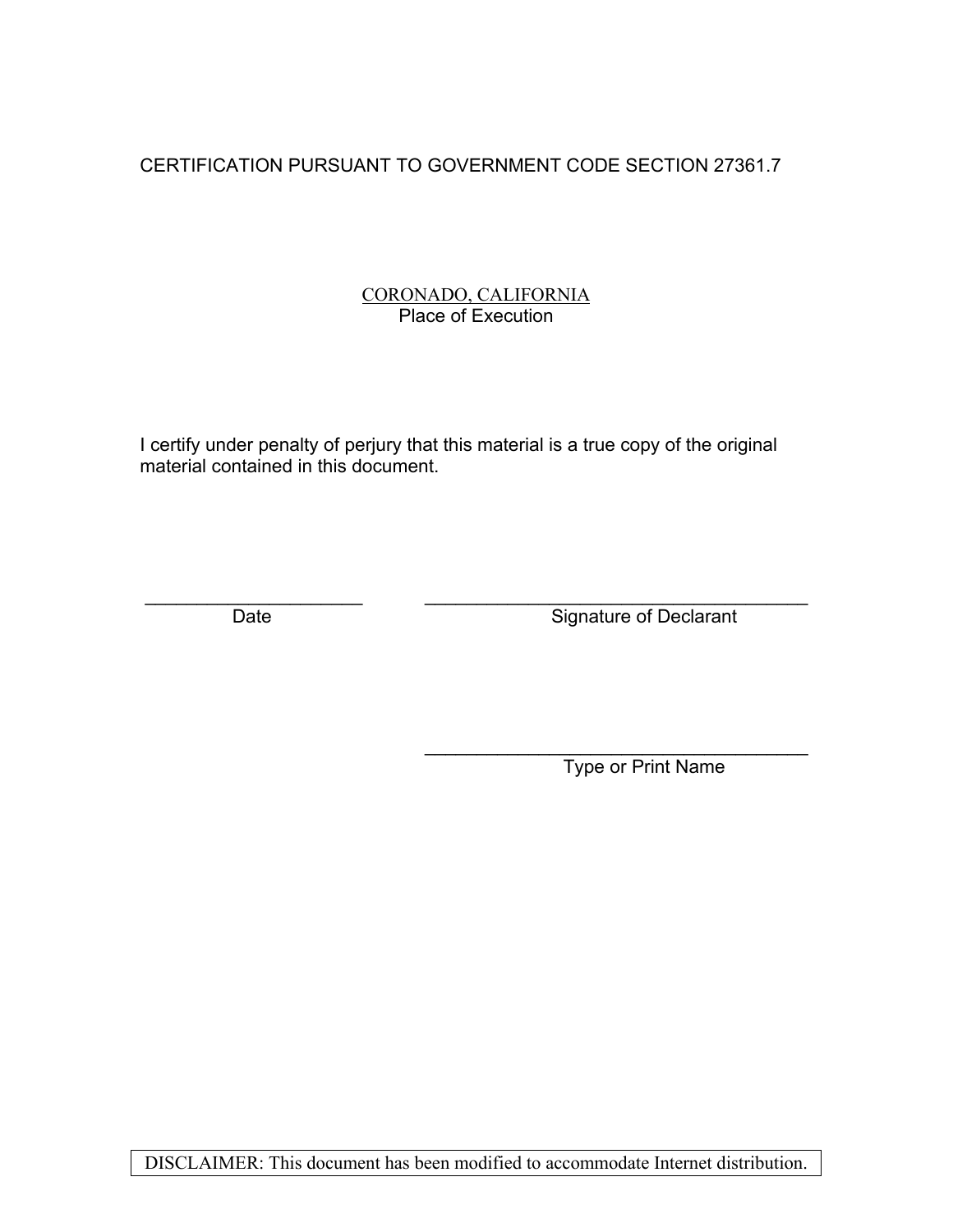CERTIFICATION PURSUANT TO GOVERNMENT CODE SECTION 27361.7

CORONADO, CALIFORNIA
Place of Execution

I certify under penalty of perjury that this material is a true copy of the original material contained in this document.

\_\_\_\_\_\_\_\_\_\_\_\_\_\_\_\_\_\_\_\_\_\_ Date

\_\_\_\_\_\_\_\_\_\_\_\_\_\_\_\_\_\_\_\_\_\_\_\_\_\_\_\_\_\_\_\_\_\_\_\_\_\_\_ Signature of Declarant

\_\_\_\_\_\_\_\_\_\_\_\_\_\_\_\_\_\_\_\_\_\_\_\_\_\_\_\_\_\_\_\_\_\_\_\_\_\_\_ Type or Print Name

DISCLAIMER: This document has been modified to accommodate Internet distribution.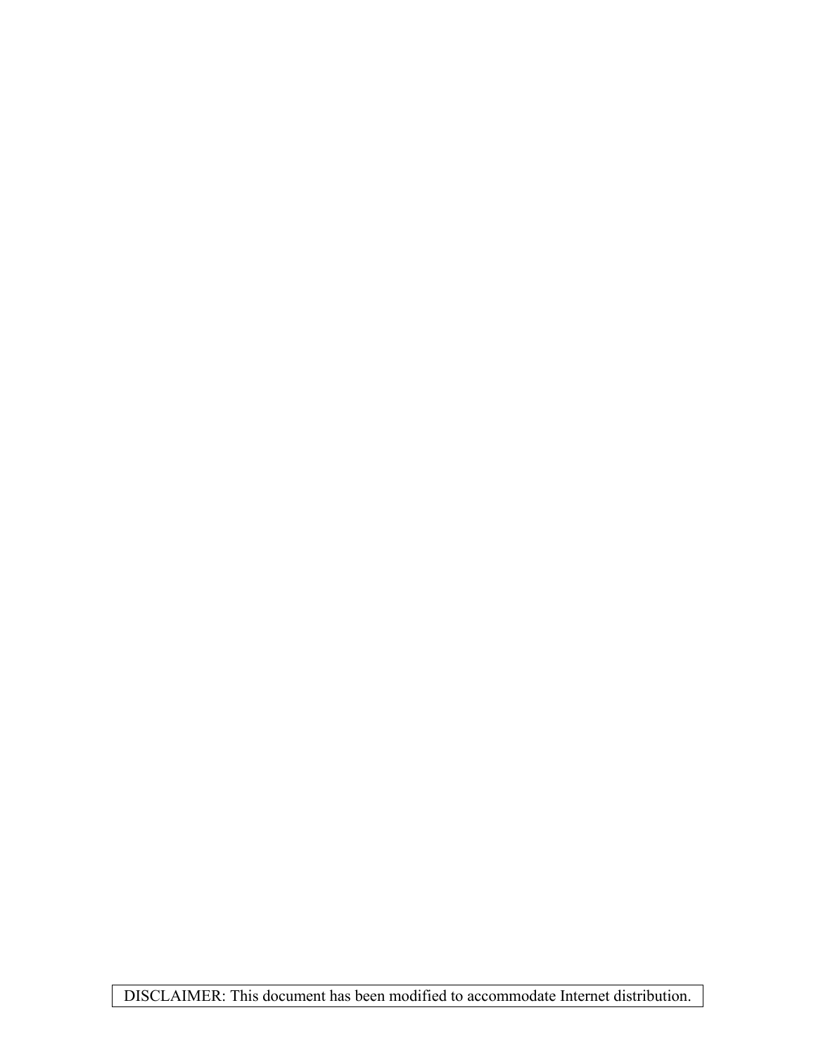DISCLAIMER: This document has been modified to accommodate Internet distribution.